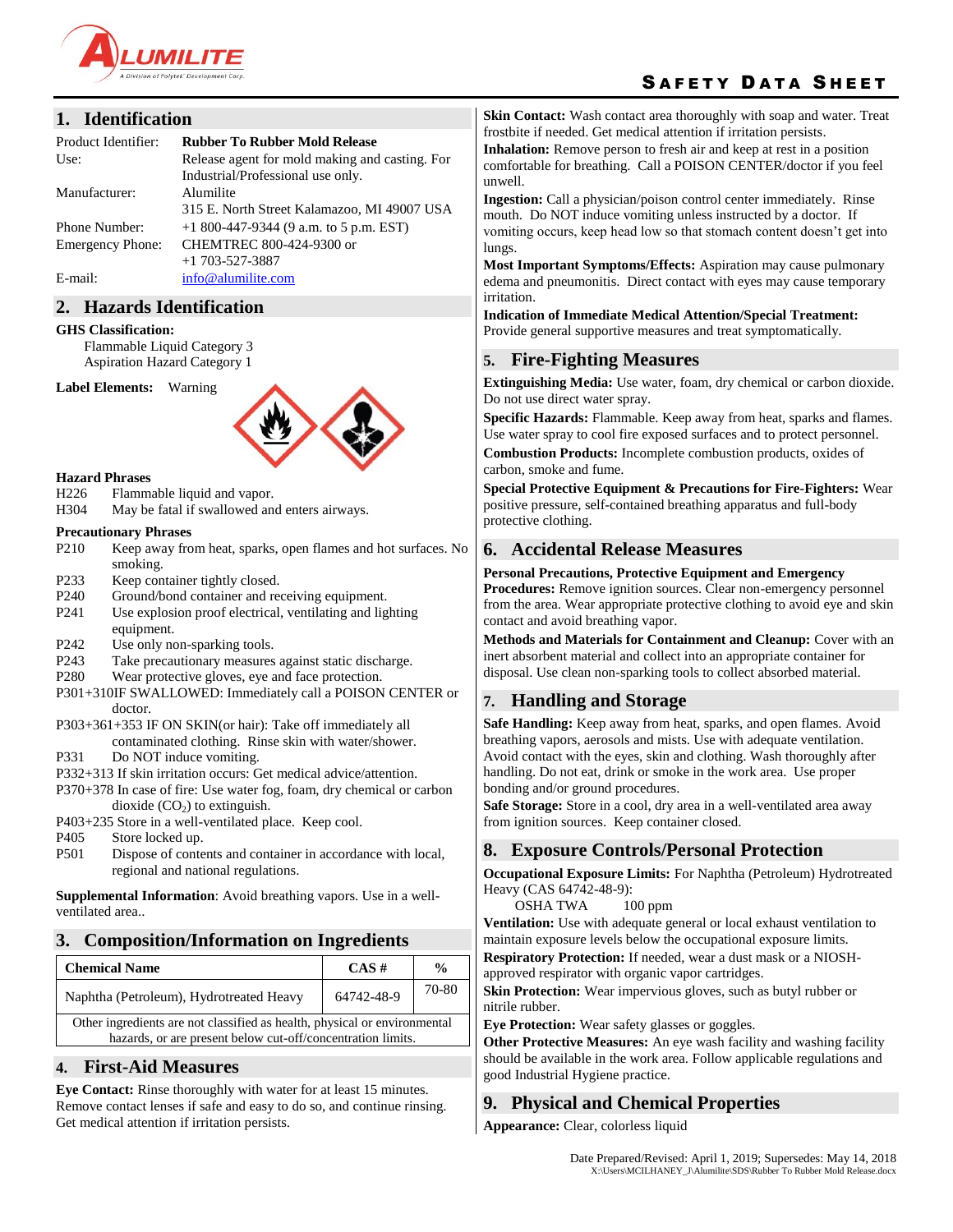ALUMILITE
A Division of Polytek Development Corp.

# SAFETY DATA SHEET

## 1. Identification

Product Identifier: **Rubber To Rubber Mold Release**

Use: Release agent for mold making and casting. For Industrial/Professional use only.

Manufacturer: Alumilite
315 E. North Street Kalamazoo, MI 49007 USA

Phone Number: +1 800-447-9344 (9 a.m. to 5 p.m. EST)

Emergency Phone: CHEMTREC 800-424-9300 or +1 703-527-3887

E-mail: info@alumilite.com

## 2. Hazards Identification

**GHS Classification:**

Flammable Liquid Category 3
Aspiration Hazard Category 1

**Label Elements:** Warning

**Hazard Phrases**

H226 Flammable liquid and vapor.
H304 May be fatal if swallowed and enters airways.

**Precautionary Phrases**

P210 Keep away from heat, sparks, open flames and hot surfaces. No smoking.
P233 Keep container tightly closed.
P240 Ground/bond container and receiving equipment.
P241 Use explosion proof electrical, ventilating and lighting equipment.
P242 Use only non-sparking tools.
P243 Take precautionary measures against static discharge.
P280 Wear protective gloves, eye and face protection.
P301+310IF SWALLOWED: Immediately call a POISON CENTER or doctor.
P303+361+353 IF ON SKIN(or hair): Take off immediately all contaminated clothing. Rinse skin with water/shower.
P331 Do NOT induce vomiting.
P332+313 If skin irritation occurs: Get medical advice/attention.
P370+378 In case of fire: Use water fog, foam, dry chemical or carbon dioxide ($CO_2$) to extinguish.
P403+235 Store in a well-ventilated place. Keep cool.
P405 Store locked up.
P501 Dispose of contents and container in accordance with local, regional and national regulations.

**Supplemental Information**: Avoid breathing vapors. Use in a well-ventilated area..

## 3. Composition/Information on Ingredients

| Chemical Name | CAS # | % |
|---|---|---|
| Naphtha (Petroleum), Hydrotreated Heavy | 64742-48-9 | 70-80 |
| Other ingredients are not classified as health, physical or environmental hazards, or are present below cut-off/concentration limits. | | |

## 4. First-Aid Measures

**Eye Contact:** Rinse thoroughly with water for at least 15 minutes. Remove contact lenses if safe and easy to do so, and continue rinsing. Get medical attention if irritation persists.

**Skin Contact:** Wash contact area thoroughly with soap and water. Treat frostbite if needed. Get medical attention if irritation persists.

**Inhalation:** Remove person to fresh air and keep at rest in a position comfortable for breathing. Call a POISON CENTER/doctor if you feel unwell.

**Ingestion:** Call a physician/poison control center immediately. Rinse mouth. Do NOT induce vomiting unless instructed by a doctor. If vomiting occurs, keep head low so that stomach content doesn't get into lungs.

**Most Important Symptoms/Effects:** Aspiration may cause pulmonary edema and pneumonitis. Direct contact with eyes may cause temporary irritation.

**Indication of Immediate Medical Attention/Special Treatment:** Provide general supportive measures and treat symptomatically.

## 5. Fire-Fighting Measures

**Extinguishing Media:** Use water, foam, dry chemical or carbon dioxide. Do not use direct water spray.

**Specific Hazards:** Flammable. Keep away from heat, sparks and flames. Use water spray to cool fire exposed surfaces and to protect personnel.

**Combustion Products:** Incomplete combustion products, oxides of carbon, smoke and fume.

**Special Protective Equipment & Precautions for Fire-Fighters:** Wear positive pressure, self-contained breathing apparatus and full-body protective clothing.

## 6. Accidental Release Measures

**Personal Precautions, Protective Equipment and Emergency Procedures:** Remove ignition sources. Clear non-emergency personnel from the area. Wear appropriate protective clothing to avoid eye and skin contact and avoid breathing vapor.

**Methods and Materials for Containment and Cleanup:** Cover with an inert absorbent material and collect into an appropriate container for disposal. Use clean non-sparking tools to collect absorbed material.

## 7. Handling and Storage

**Safe Handling:** Keep away from heat, sparks, and open flames. Avoid breathing vapors, aerosols and mists. Use with adequate ventilation. Avoid contact with the eyes, skin and clothing. Wash thoroughly after handling. Do not eat, drink or smoke in the work area. Use proper bonding and/or ground procedures.

**Safe Storage:** Store in a cool, dry area in a well-ventilated area away from ignition sources. Keep container closed.

## 8. Exposure Controls/Personal Protection

**Occupational Exposure Limits:** For Naphtha (Petroleum) Hydrotreated Heavy (CAS 64742-48-9):

OSHA TWA 100 ppm

**Ventilation:** Use with adequate general or local exhaust ventilation to maintain exposure levels below the occupational exposure limits.

**Respiratory Protection:** If needed, wear a dust mask or a NIOSH-approved respirator with organic vapor cartridges.

**Skin Protection:** Wear impervious gloves, such as butyl rubber or nitrile rubber.

**Eye Protection:** Wear safety glasses or goggles.

**Other Protective Measures:** An eye wash facility and washing facility should be available in the work area. Follow applicable regulations and good Industrial Hygiene practice.

## 9. Physical and Chemical Properties

**Appearance:** Clear, colorless liquid

Date Prepared/Revised: April 1, 2019; Supersedes: May 14, 2018
X:\Users\MCILHANEY_J\Alumilite\SDS\Rubber To Rubber Mold Release.docx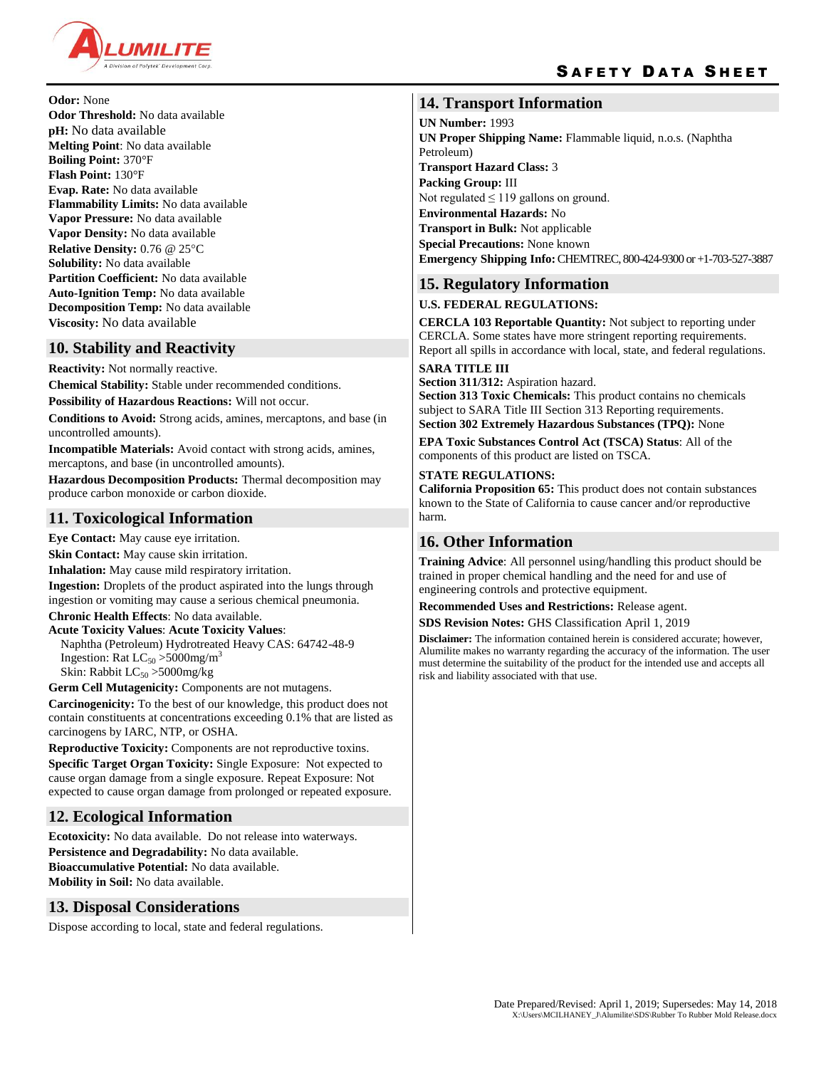**Odor:** None
**Odor Threshold:** No data available
**pH:** No data available
**Melting Point**: No data available
**Boiling Point:** 370°F
**Flash Point:** 130°F
**Evap. Rate:** No data available
**Flammability Limits:** No data available
**Vapor Pressure:** No data available
**Vapor Density:** No data available
**Relative Density:** 0.76 @ 25°C
**Solubility:** No data available
**Partition Coefficient:** No data available
**Auto-Ignition Temp:** No data available
**Decomposition Temp:** No data available
**Viscosity:** No data available

## 10. Stability and Reactivity

**Reactivity:** Not normally reactive.

**Chemical Stability:** Stable under recommended conditions.

**Possibility of Hazardous Reactions:** Will not occur.

**Conditions to Avoid:** Strong acids, amines, mercaptons, and base (in uncontrolled amounts).

**Incompatible Materials:** Avoid contact with strong acids, amines, mercaptons, and base (in uncontrolled amounts).

**Hazardous Decomposition Products:** Thermal decomposition may produce carbon monoxide or carbon dioxide.

## 11. Toxicological Information

**Eye Contact:** May cause eye irritation.
**Skin Contact:** May cause skin irritation.
**Inhalation:** May cause mild respiratory irritation.
**Ingestion:** Droplets of the product aspirated into the lungs through ingestion or vomiting may cause a serious chemical pneumonia.
**Chronic Health Effects**: No data available.
**Acute Toxicity Values**: **Acute Toxicity Values**:
Naphtha (Petroleum) Hydrotreated Heavy CAS: 64742-48-9
Ingestion: Rat $LC_{50}$ >5000mg/m$^3$
Skin: Rabbit $LC_{50}$ >5000mg/kg

**Germ Cell Mutagenicity:** Components are not mutagens.

**Carcinogenicity:** To the best of our knowledge, this product does not contain constituents at concentrations exceeding 0.1% that are listed as carcinogens by IARC, NTP, or OSHA.

**Reproductive Toxicity:** Components are not reproductive toxins.

**Specific Target Organ Toxicity:** Single Exposure: Not expected to cause organ damage from a single exposure. Repeat Exposure: Not expected to cause organ damage from prolonged or repeated exposure.

## 12. Ecological Information

**Ecotoxicity:** No data available. Do not release into waterways.
**Persistence and Degradability:** No data available.
**Bioaccumulative Potential:** No data available.
**Mobility in Soil:** No data available.

## 13. Disposal Considerations

Dispose according to local, state and federal regulations.

## 14. Transport Information

**UN Number:** 1993
**UN Proper Shipping Name:** Flammable liquid, n.o.s. (Naphtha Petroleum)
**Transport Hazard Class:** 3
**Packing Group:** III
Not regulated ≤ 119 gallons on ground.
**Environmental Hazards:** No
**Transport in Bulk:** Not applicable
**Special Precautions:** None known
**Emergency Shipping Info:** CHEMTREC, 800-424-9300 or +1-703-527-3887

## 15. Regulatory Information

**U.S. FEDERAL REGULATIONS:**

**CERCLA 103 Reportable Quantity:** Not subject to reporting under CERCLA. Some states have more stringent reporting requirements. Report all spills in accordance with local, state, and federal regulations.

**SARA TITLE III**
**Section 311/312:** Aspiration hazard.
**Section 313 Toxic Chemicals:** This product contains no chemicals subject to SARA Title III Section 313 Reporting requirements.
**Section 302 Extremely Hazardous Substances (TPQ):** None

**EPA Toxic Substances Control Act (TSCA) Status**: All of the components of this product are listed on TSCA.

**STATE REGULATIONS:**
**California Proposition 65:** This product does not contain substances known to the State of California to cause cancer and/or reproductive harm.

## 16. Other Information

**Training Advice**: All personnel using/handling this product should be trained in proper chemical handling and the need for and use of engineering controls and protective equipment.

**Recommended Uses and Restrictions:** Release agent.

**SDS Revision Notes:** GHS Classification April 1, 2019

**Disclaimer:** The information contained herein is considered accurate; however, Alumilite makes no warranty regarding the accuracy of the information. The user must determine the suitability of the product for the intended use and accepts all risk and liability associated with that use.

Date Prepared/Revised: April 1, 2019; Supersedes: May 14, 2018
X:\Users\MCILHANEY_J\Alumilite\SDS\Rubber To Rubber Mold Release.docx